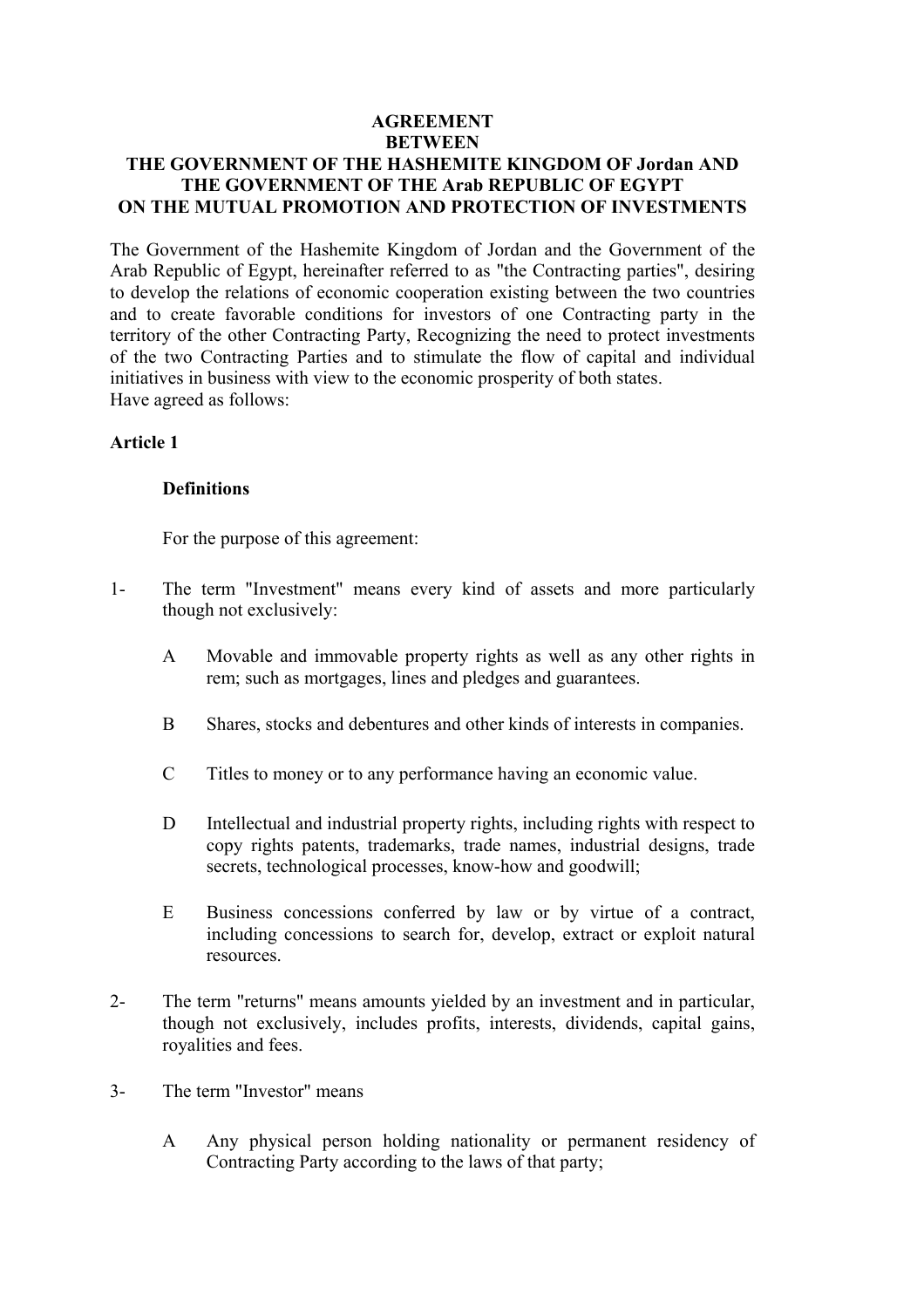**AGREEMENT**
**BETWEEN**
**THE GOVERNMENT OF THE HASHEMITE KINGDOM OF Jordan AND**
**THE GOVERNMENT OF THE Arab REPUBLIC OF EGYPT**
**ON THE MUTUAL PROMOTION AND PROTECTION OF INVESTMENTS**

The Government of the Hashemite Kingdom of Jordan and the Government of the Arab Republic of Egypt, hereinafter referred to as "the Contracting parties", desiring to develop the relations of economic cooperation existing between the two countries and to create favorable conditions for investors of one Contracting party in the territory of the other Contracting Party, Recognizing the need to protect investments of the two Contracting Parties and to stimulate the flow of capital and individual initiatives in business with view to the economic prosperity of both states.
Have agreed as follows:

**Article 1**

**Definitions**

For the purpose of this agreement:

1- The term "Investment" means every kind of assets and more particularly though not exclusively:

A Movable and immovable property rights as well as any other rights in rem; such as mortgages, lines and pledges and guarantees.

B Shares, stocks and debentures and other kinds of interests in companies.

C Titles to money or to any performance having an economic value.

D Intellectual and industrial property rights, including rights with respect to copy rights patents, trademarks, trade names, industrial designs, trade secrets, technological processes, know-how and goodwill;

E Business concessions conferred by law or by virtue of a contract, including concessions to search for, develop, extract or exploit natural resources.

2- The term "returns" means amounts yielded by an investment and in particular, though not exclusively, includes profits, interests, dividends, capital gains, royalities and fees.

3- The term "Investor" means

A Any physical person holding nationality or permanent residency of Contracting Party according to the laws of that party;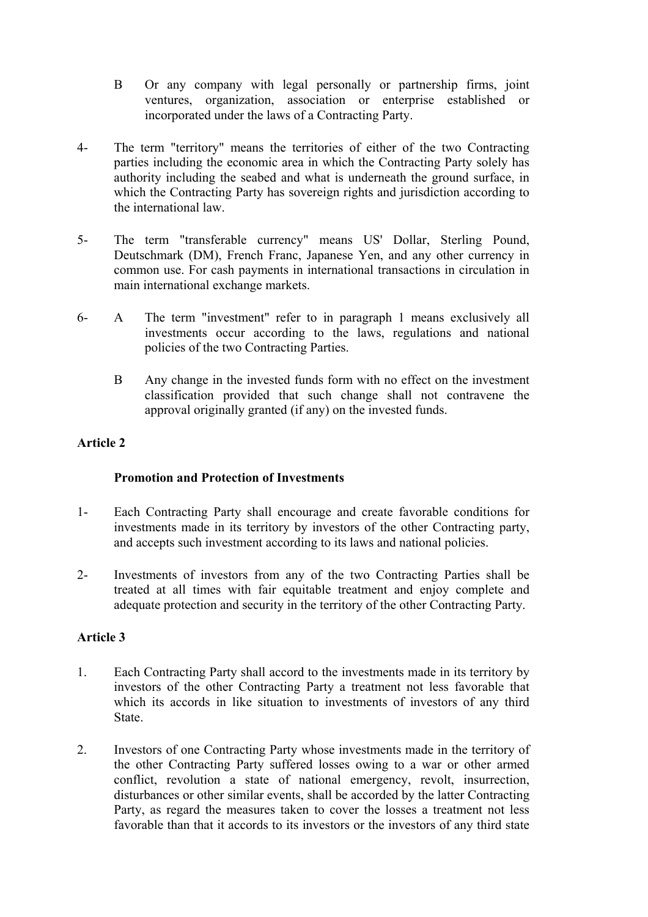B Or any company with legal personally or partnership firms, joint ventures, organization, association or enterprise established or incorporated under the laws of a Contracting Party.

4- The term "territory" means the territories of either of the two Contracting parties including the economic area in which the Contracting Party solely has authority including the seabed and what is underneath the ground surface, in which the Contracting Party has sovereign rights and jurisdiction according to the international law.

5- The term "transferable currency" means US' Dollar, Sterling Pound, Deutschmark (DM), French Franc, Japanese Yen, and any other currency in common use. For cash payments in international transactions in circulation in main international exchange markets.

6- A The term "investment" refer to in paragraph 1 means exclusively all investments occur according to the laws, regulations and national policies of the two Contracting Parties.

B Any change in the invested funds form with no effect on the investment classification provided that such change shall not contravene the approval originally granted (if any) on the invested funds.

**Article 2**

**Promotion and Protection of Investments**

1- Each Contracting Party shall encourage and create favorable conditions for investments made in its territory by investors of the other Contracting party, and accepts such investment according to its laws and national policies.

2- Investments of investors from any of the two Contracting Parties shall be treated at all times with fair equitable treatment and enjoy complete and adequate protection and security in the territory of the other Contracting Party.

**Article 3**

1. Each Contracting Party shall accord to the investments made in its territory by investors of the other Contracting Party a treatment not less favorable that which its accords in like situation to investments of investors of any third State.

2. Investors of one Contracting Party whose investments made in the territory of the other Contracting Party suffered losses owing to a war or other armed conflict, revolution a state of national emergency, revolt, insurrection, disturbances or other similar events, shall be accorded by the latter Contracting Party, as regard the measures taken to cover the losses a treatment not less favorable than that it accords to its investors or the investors of any third state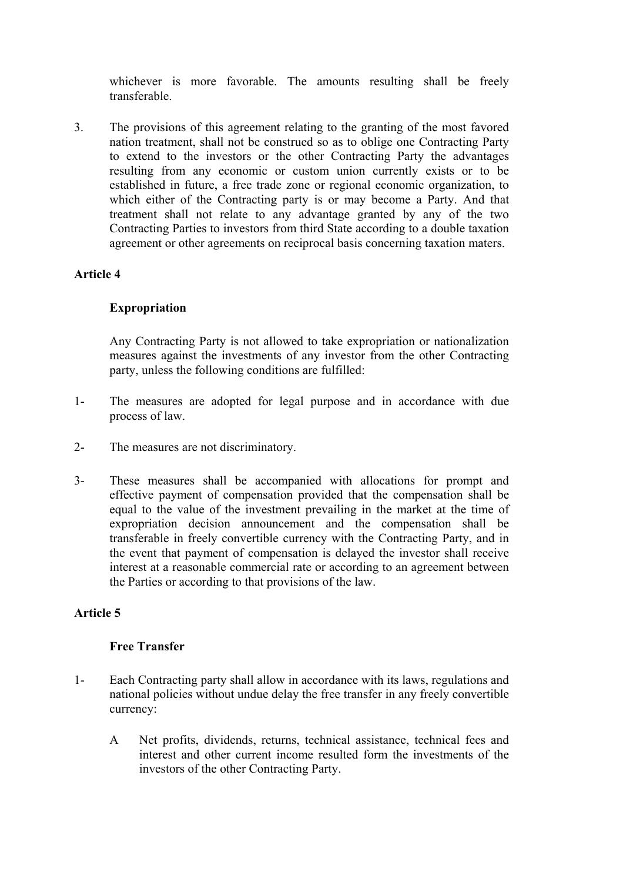whichever is more favorable. The amounts resulting shall be freely transferable.

3. The provisions of this agreement relating to the granting of the most favored nation treatment, shall not be construed so as to oblige one Contracting Party to extend to the investors or the other Contracting Party the advantages resulting from any economic or custom union currently exists or to be established in future, a free trade zone or regional economic organization, to which either of the Contracting party is or may become a Party. And that treatment shall not relate to any advantage granted by any of the two Contracting Parties to investors from third State according to a double taxation agreement or other agreements on reciprocal basis concerning taxation maters.

**Article 4**

**Expropriation**

Any Contracting Party is not allowed to take expropriation or nationalization measures against the investments of any investor from the other Contracting party, unless the following conditions are fulfilled:

1- The measures are adopted for legal purpose and in accordance with due process of law.

2- The measures are not discriminatory.

3- These measures shall be accompanied with allocations for prompt and effective payment of compensation provided that the compensation shall be equal to the value of the investment prevailing in the market at the time of expropriation decision announcement and the compensation shall be transferable in freely convertible currency with the Contracting Party, and in the event that payment of compensation is delayed the investor shall receive interest at a reasonable commercial rate or according to an agreement between the Parties or according to that provisions of the law.

**Article 5**

**Free Transfer**

1- Each Contracting party shall allow in accordance with its laws, regulations and national policies without undue delay the free transfer in any freely convertible currency:

   A Net profits, dividends, returns, technical assistance, technical fees and interest and other current income resulted form the investments of the investors of the other Contracting Party.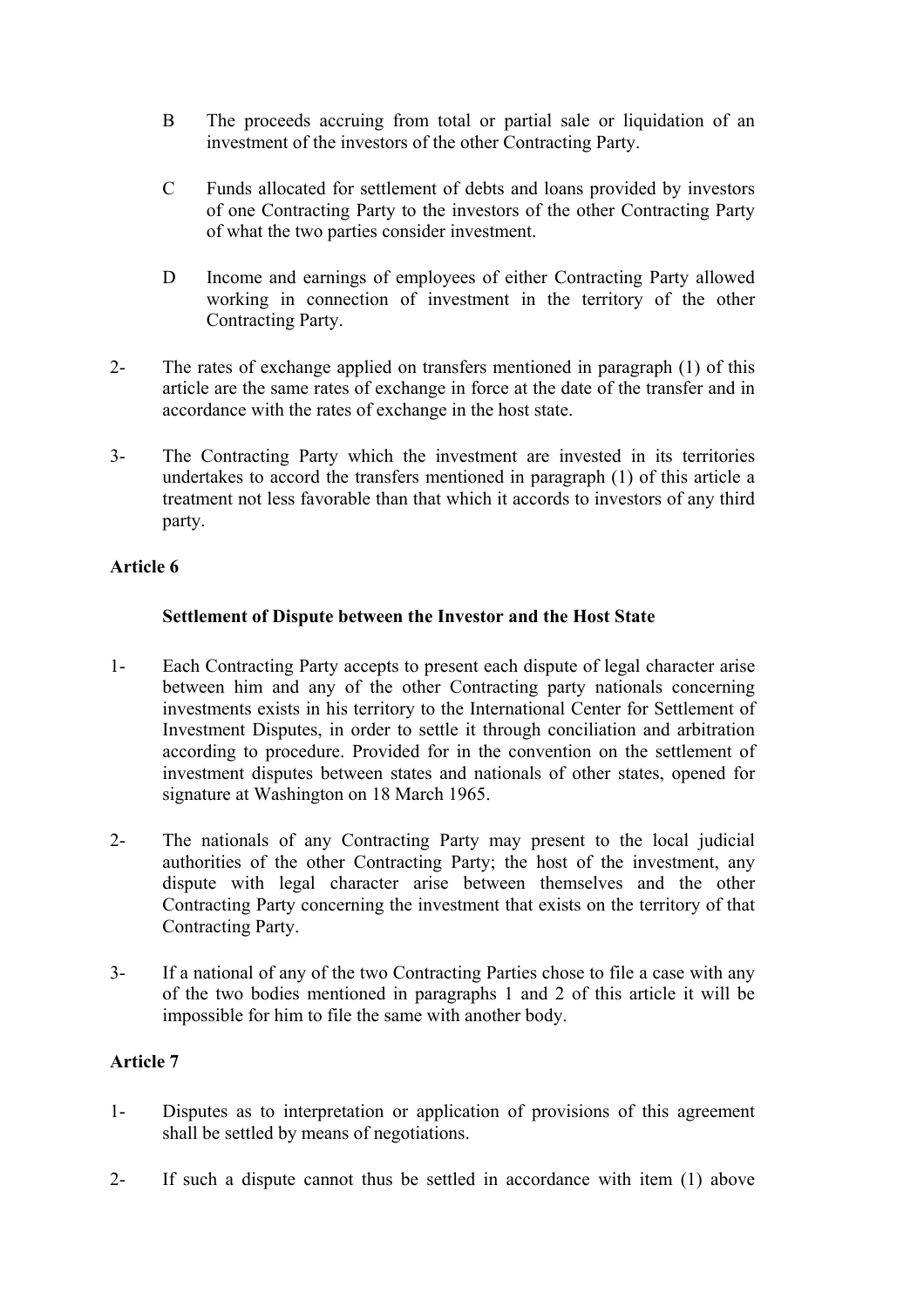B The proceeds accruing from total or partial sale or liquidation of an investment of the investors of the other Contracting Party.

C Funds allocated for settlement of debts and loans provided by investors of one Contracting Party to the investors of the other Contracting Party of what the two parties consider investment.

D Income and earnings of employees of either Contracting Party allowed working in connection of investment in the territory of the other Contracting Party.

2- The rates of exchange applied on transfers mentioned in paragraph (1) of this article are the same rates of exchange in force at the date of the transfer and in accordance with the rates of exchange in the host state.

3- The Contracting Party which the investment are invested in its territories undertakes to accord the transfers mentioned in paragraph (1) of this article a treatment not less favorable than that which it accords to investors of any third party.

**Article 6**

**Settlement of Dispute between the Investor and the Host State**

1- Each Contracting Party accepts to present each dispute of legal character arise between him and any of the other Contracting party nationals concerning investments exists in his territory to the International Center for Settlement of Investment Disputes, in order to settle it through conciliation and arbitration according to procedure. Provided for in the convention on the settlement of investment disputes between states and nationals of other states, opened for signature at Washington on 18 March 1965.

2- The nationals of any Contracting Party may present to the local judicial authorities of the other Contracting Party; the host of the investment, any dispute with legal character arise between themselves and the other Contracting Party concerning the investment that exists on the territory of that Contracting Party.

3- If a national of any of the two Contracting Parties chose to file a case with any of the two bodies mentioned in paragraphs 1 and 2 of this article it will be impossible for him to file the same with another body.

**Article 7**

1- Disputes as to interpretation or application of provisions of this agreement shall be settled by means of negotiations.

2- If such a dispute cannot thus be settled in accordance with item (1) above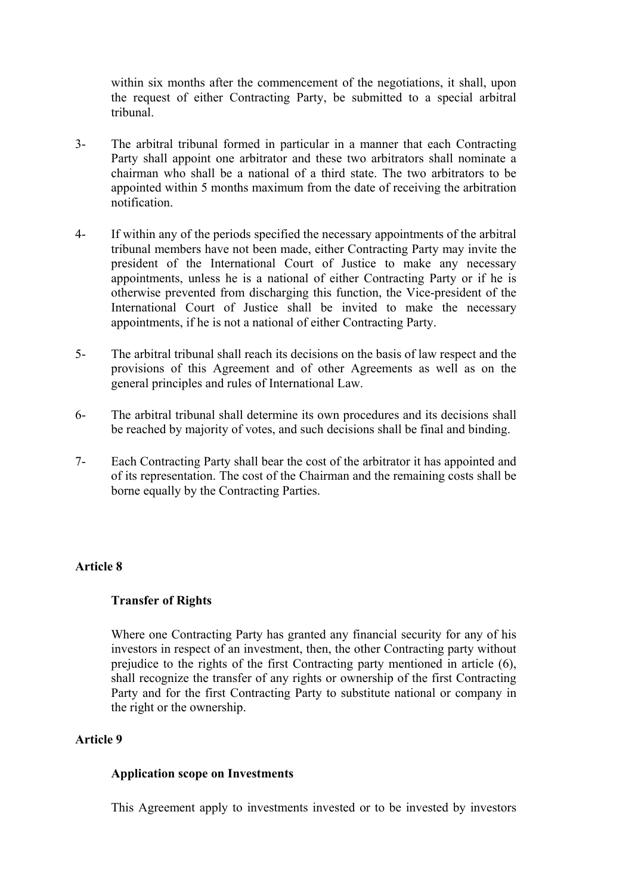within six months after the commencement of the negotiations, it shall, upon the request of either Contracting Party, be submitted to a special arbitral tribunal.

3- The arbitral tribunal formed in particular in a manner that each Contracting Party shall appoint one arbitrator and these two arbitrators shall nominate a chairman who shall be a national of a third state. The two arbitrators to be appointed within 5 months maximum from the date of receiving the arbitration notification.

4- If within any of the periods specified the necessary appointments of the arbitral tribunal members have not been made, either Contracting Party may invite the president of the International Court of Justice to make any necessary appointments, unless he is a national of either Contracting Party or if he is otherwise prevented from discharging this function, the Vice-president of the International Court of Justice shall be invited to make the necessary appointments, if he is not a national of either Contracting Party.

5- The arbitral tribunal shall reach its decisions on the basis of law respect and the provisions of this Agreement and of other Agreements as well as on the general principles and rules of International Law.

6- The arbitral tribunal shall determine its own procedures and its decisions shall be reached by majority of votes, and such decisions shall be final and binding.

7- Each Contracting Party shall bear the cost of the arbitrator it has appointed and of its representation. The cost of the Chairman and the remaining costs shall be borne equally by the Contracting Parties.

**Article 8**

**Transfer of Rights**

Where one Contracting Party has granted any financial security for any of his investors in respect of an investment, then, the other Contracting party without prejudice to the rights of the first Contracting party mentioned in article (6), shall recognize the transfer of any rights or ownership of the first Contracting Party and for the first Contracting Party to substitute national or company in the right or the ownership.

**Article 9**

**Application scope on Investments**

This Agreement apply to investments invested or to be invested by investors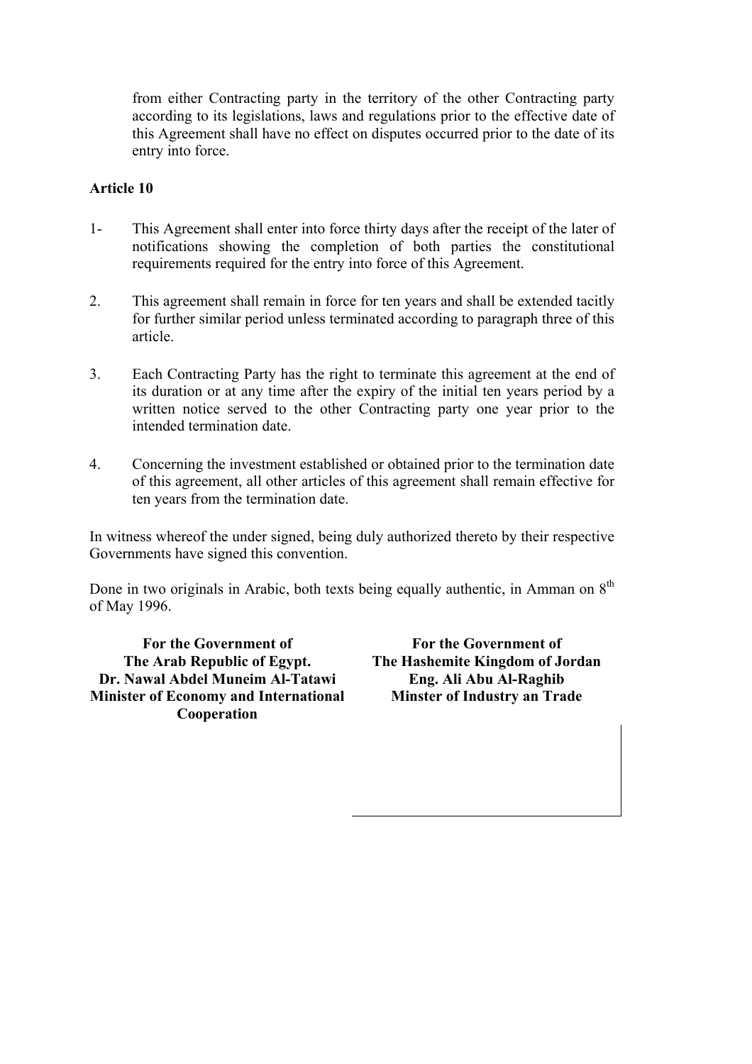from either Contracting party in the territory of the other Contracting party according to its legislations, laws and regulations prior to the effective date of this Agreement shall have no effect on disputes occurred prior to the date of its entry into force.

**Article 10**

1- This Agreement shall enter into force thirty days after the receipt of the later of notifications showing the completion of both parties the constitutional requirements required for the entry into force of this Agreement.

2. This agreement shall remain in force for ten years and shall be extended tacitly for further similar period unless terminated according to paragraph three of this article.

3. Each Contracting Party has the right to terminate this agreement at the end of its duration or at any time after the expiry of the initial ten years period by a written notice served to the other Contracting party one year prior to the intended termination date.

4. Concerning the investment established or obtained prior to the termination date of this agreement, all other articles of this agreement shall remain effective for ten years from the termination date.

In witness whereof the under signed, being duly authorized thereto by their respective Governments have signed this convention.

Done in two originals in Arabic, both texts being equally authentic, in Amman on 8th of May 1996.

**For the Government of**
**The Arab Republic of Egypt.**
**Dr. Nawal Abdel Muneim Al-Tatawi**
**Minister of Economy and International Cooperation**

**For the Government of**
**The Hashemite Kingdom of Jordan**
**Eng. Ali Abu Al-Raghib**
**Minster of Industry an Trade**